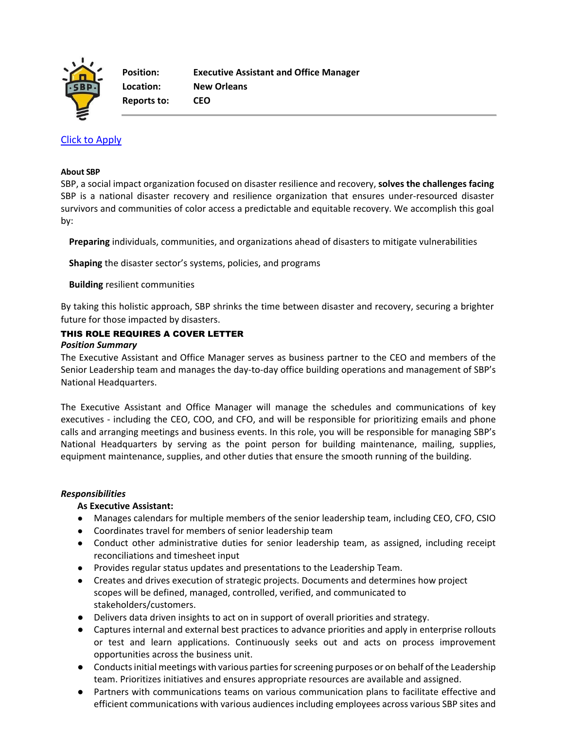**Position:** Executive Assistant and Office Manager
**Location:** New Orleans
**Reports to:** CEO

Click to Apply

**About SBP**

SBP, a social impact organization focused on disaster resilience and recovery, **solves the challenges facing** SBP is a national disaster recovery and resilience organization that ensures under-resourced disaster survivors and communities of color access a predictable and equitable recovery. We accomplish this goal by:

**Preparing** individuals, communities, and organizations ahead of disasters to mitigate vulnerabilities

**Shaping** the disaster sector's systems, policies, and programs

**Building** resilient communities

By taking this holistic approach, SBP shrinks the time between disaster and recovery, securing a brighter future for those impacted by disasters.

**THIS ROLE REQUIRES A COVER LETTER**

***Position Summary***

The Executive Assistant and Office Manager serves as business partner to the CEO and members of the Senior Leadership team and manages the day-to-day office building operations and management of SBP's National Headquarters.

The Executive Assistant and Office Manager will manage the schedules and communications of key executives - including the CEO, COO, and CFO, and will be responsible for prioritizing emails and phone calls and arranging meetings and business events. In this role, you will be responsible for managing SBP's National Headquarters by serving as the point person for building maintenance, mailing, supplies, equipment maintenance, supplies, and other duties that ensure the smooth running of the building.

***Responsibilities***

**As Executive Assistant:**

- Manages calendars for multiple members of the senior leadership team, including CEO, CFO, CSIO
- Coordinates travel for members of senior leadership team
- Conduct other administrative duties for senior leadership team, as assigned, including receipt reconciliations and timesheet input
- Provides regular status updates and presentations to the Leadership Team.
- Creates and drives execution of strategic projects. Documents and determines how project scopes will be defined, managed, controlled, verified, and communicated to stakeholders/customers.
- Delivers data driven insights to act on in support of overall priorities and strategy.
- Captures internal and external best practices to advance priorities and apply in enterprise rollouts or test and learn applications. Continuously seeks out and acts on process improvement opportunities across the business unit.
- Conducts initial meetings with various parties for screening purposes or on behalf of the Leadership team. Prioritizes initiatives and ensures appropriate resources are available and assigned.
- Partners with communications teams on various communication plans to facilitate effective and efficient communications with various audiences including employees across various SBP sites and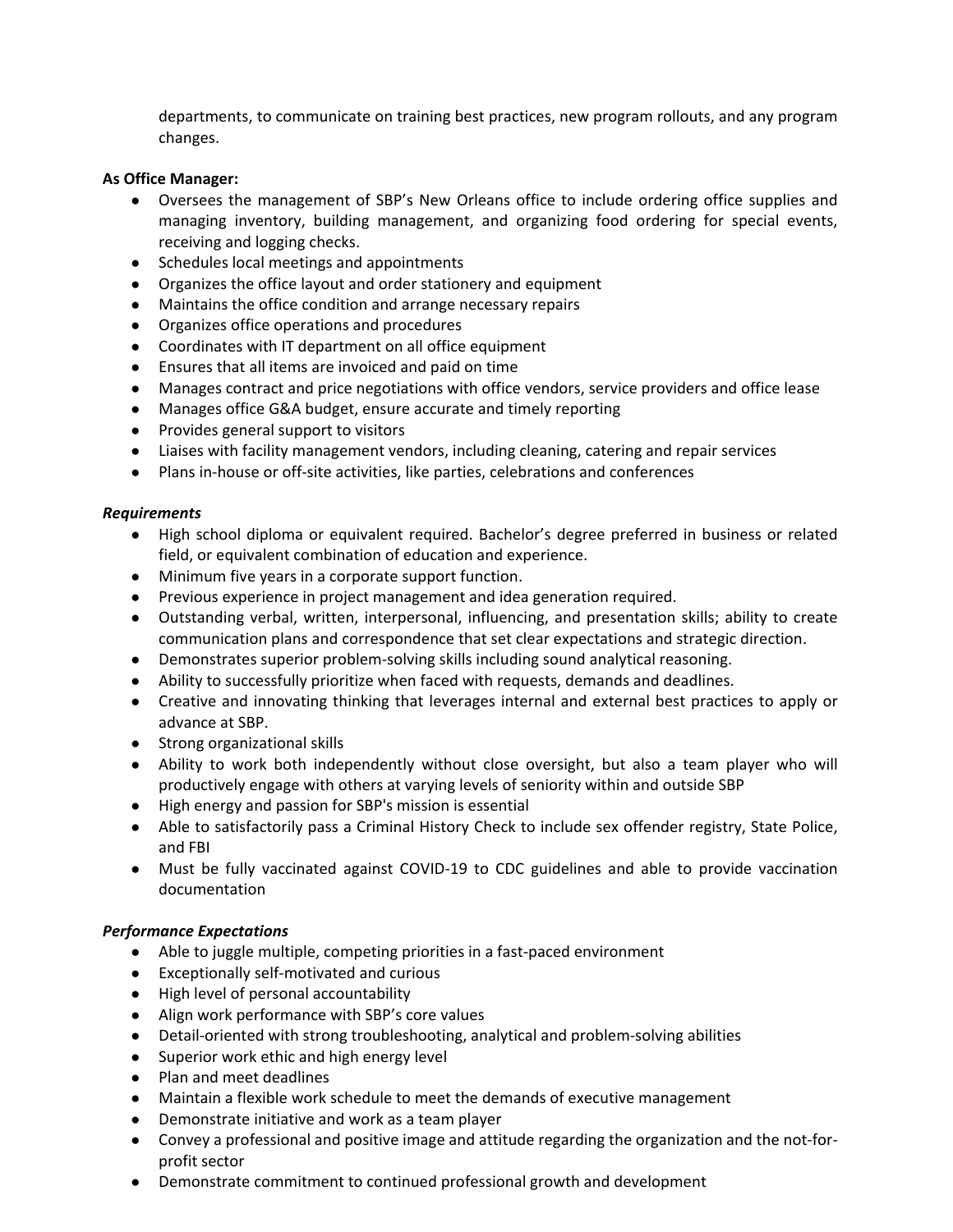departments, to communicate on training best practices, new program rollouts, and any program changes.

**As Office Manager:**

- Oversees the management of SBP's New Orleans office to include ordering office supplies and managing inventory, building management, and organizing food ordering for special events, receiving and logging checks.
- Schedules local meetings and appointments
- Organizes the office layout and order stationery and equipment
- Maintains the office condition and arrange necessary repairs
- Organizes office operations and procedures
- Coordinates with IT department on all office equipment
- Ensures that all items are invoiced and paid on time
- Manages contract and price negotiations with office vendors, service providers and office lease
- Manages office G&A budget, ensure accurate and timely reporting
- Provides general support to visitors
- Liaises with facility management vendors, including cleaning, catering and repair services
- Plans in-house or off-site activities, like parties, celebrations and conferences

***Requirements***

- High school diploma or equivalent required. Bachelor's degree preferred in business or related field, or equivalent combination of education and experience.
- Minimum five years in a corporate support function.
- Previous experience in project management and idea generation required.
- Outstanding verbal, written, interpersonal, influencing, and presentation skills; ability to create communication plans and correspondence that set clear expectations and strategic direction.
- Demonstrates superior problem-solving skills including sound analytical reasoning.
- Ability to successfully prioritize when faced with requests, demands and deadlines.
- Creative and innovating thinking that leverages internal and external best practices to apply or advance at SBP.
- Strong organizational skills
- Ability to work both independently without close oversight, but also a team player who will productively engage with others at varying levels of seniority within and outside SBP
- High energy and passion for SBP's mission is essential
- Able to satisfactorily pass a Criminal History Check to include sex offender registry, State Police, and FBI
- Must be fully vaccinated against COVID-19 to CDC guidelines and able to provide vaccination documentation

***Performance Expectations***

- Able to juggle multiple, competing priorities in a fast-paced environment
- Exceptionally self-motivated and curious
- High level of personal accountability
- Align work performance with SBP's core values
- Detail-oriented with strong troubleshooting, analytical and problem-solving abilities
- Superior work ethic and high energy level
- Plan and meet deadlines
- Maintain a flexible work schedule to meet the demands of executive management
- Demonstrate initiative and work as a team player
- Convey a professional and positive image and attitude regarding the organization and the not-for-profit sector
- Demonstrate commitment to continued professional growth and development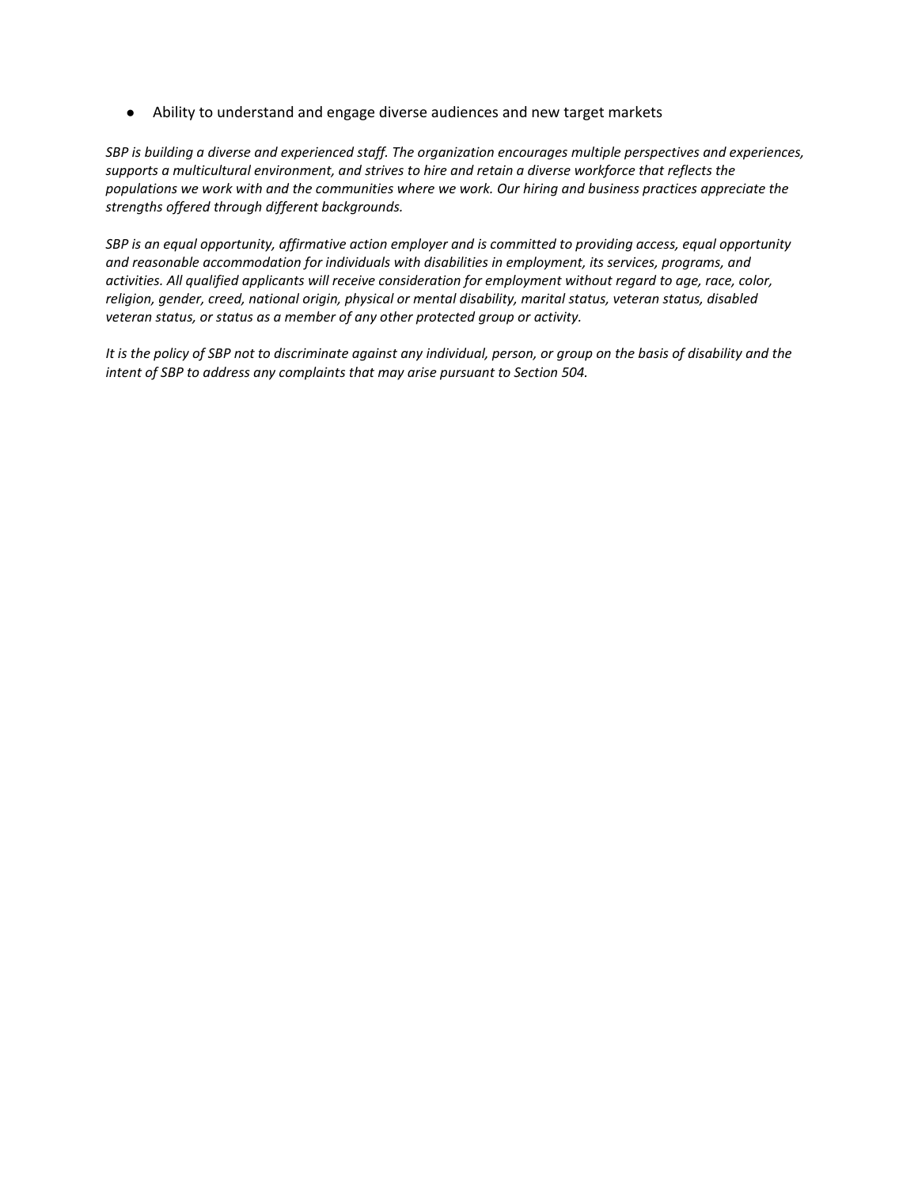- Ability to understand and engage diverse audiences and new target markets

*SBP is building a diverse and experienced staff. The organization encourages multiple perspectives and experiences, supports a multicultural environment, and strives to hire and retain a diverse workforce that reflects the populations we work with and the communities where we work. Our hiring and business practices appreciate the strengths offered through different backgrounds.*

*SBP is an equal opportunity, affirmative action employer and is committed to providing access, equal opportunity and reasonable accommodation for individuals with disabilities in employment, its services, programs, and activities. All qualified applicants will receive consideration for employment without regard to age, race, color, religion, gender, creed, national origin, physical or mental disability, marital status, veteran status, disabled veteran status, or status as a member of any other protected group or activity.*

*It is the policy of SBP not to discriminate against any individual, person, or group on the basis of disability and the intent of SBP to address any complaints that may arise pursuant to Section 504.*